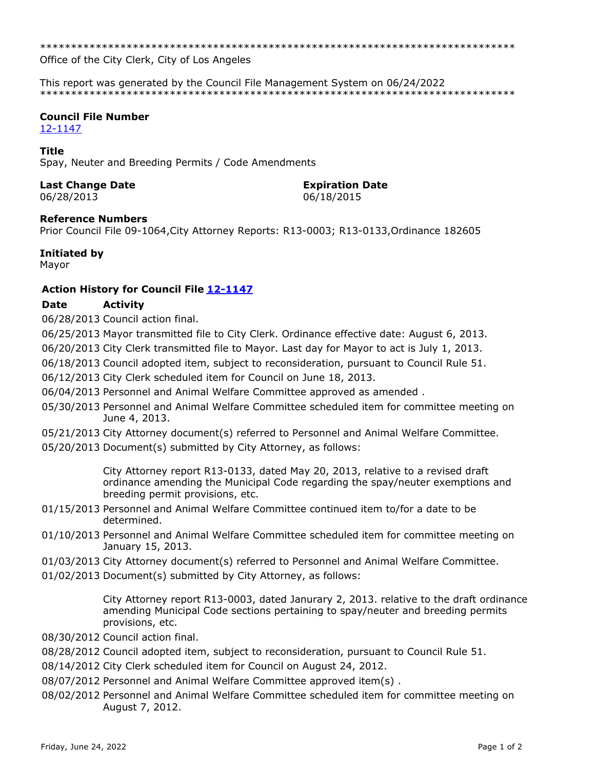*****************************************************************************
Office of the City Clerk, City of Los Angeles

This report was generated by the Council File Management System on 06/24/2022
*****************************************************************************

**Council File Number**
12-1147

**Title**
Spay, Neuter and Breeding Permits / Code Amendments

**Last Change Date**
06/28/2013

**Expiration Date**
06/18/2015

**Reference Numbers**
Prior Council File 09-1064,City Attorney Reports: R13-0003; R13-0133,Ordinance 182605

**Initiated by**
Mayor

**Action History for Council File 12-1147**

| Date | Activity |
|---|---|
| 06/28/2013 | Council action final. |
| 06/25/2013 | Mayor transmitted file to City Clerk. Ordinance effective date: August 6, 2013. |
| 06/20/2013 | City Clerk transmitted file to Mayor. Last day for Mayor to act is July 1, 2013. |
| 06/18/2013 | Council adopted item, subject to reconsideration, pursuant to Council Rule 51. |
| 06/12/2013 | City Clerk scheduled item for Council on June 18, 2013. |
| 06/04/2013 | Personnel and Animal Welfare Committee approved as amended . |
| 05/30/2013 | Personnel and Animal Welfare Committee scheduled item for committee meeting on June 4, 2013. |
| 05/21/2013 | City Attorney document(s) referred to Personnel and Animal Welfare Committee. |
| 05/20/2013 | Document(s) submitted by City Attorney, as follows:<br><br>City Attorney report R13-0133, dated May 20, 2013, relative to a revised draft ordinance amending the Municipal Code regarding the spay/neuter exemptions and breeding permit provisions, etc. |
| 01/15/2013 | Personnel and Animal Welfare Committee continued item to/for a date to be determined. |
| 01/10/2013 | Personnel and Animal Welfare Committee scheduled item for committee meeting on January 15, 2013. |
| 01/03/2013 | City Attorney document(s) referred to Personnel and Animal Welfare Committee. |
| 01/02/2013 | Document(s) submitted by City Attorney, as follows:<br><br>City Attorney report R13-0003, dated Janurary 2, 2013. relative to the draft ordinance amending Municipal Code sections pertaining to spay/neuter and breeding permits provisions, etc. |
| 08/30/2012 | Council action final. |
| 08/28/2012 | Council adopted item, subject to reconsideration, pursuant to Council Rule 51. |
| 08/14/2012 | City Clerk scheduled item for Council on August 24, 2012. |
| 08/07/2012 | Personnel and Animal Welfare Committee approved item(s) . |
| 08/02/2012 | Personnel and Animal Welfare Committee scheduled item for committee meeting on August 7, 2012. |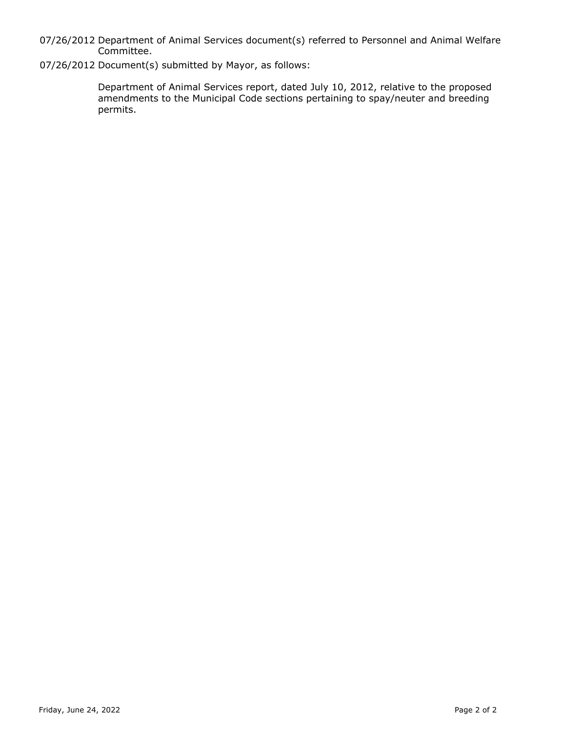07/26/2012 Department of Animal Services document(s) referred to Personnel and Animal Welfare Committee.

07/26/2012 Document(s) submitted by Mayor, as follows:

Department of Animal Services report, dated July 10, 2012, relative to the proposed amendments to the Municipal Code sections pertaining to spay/neuter and breeding permits.